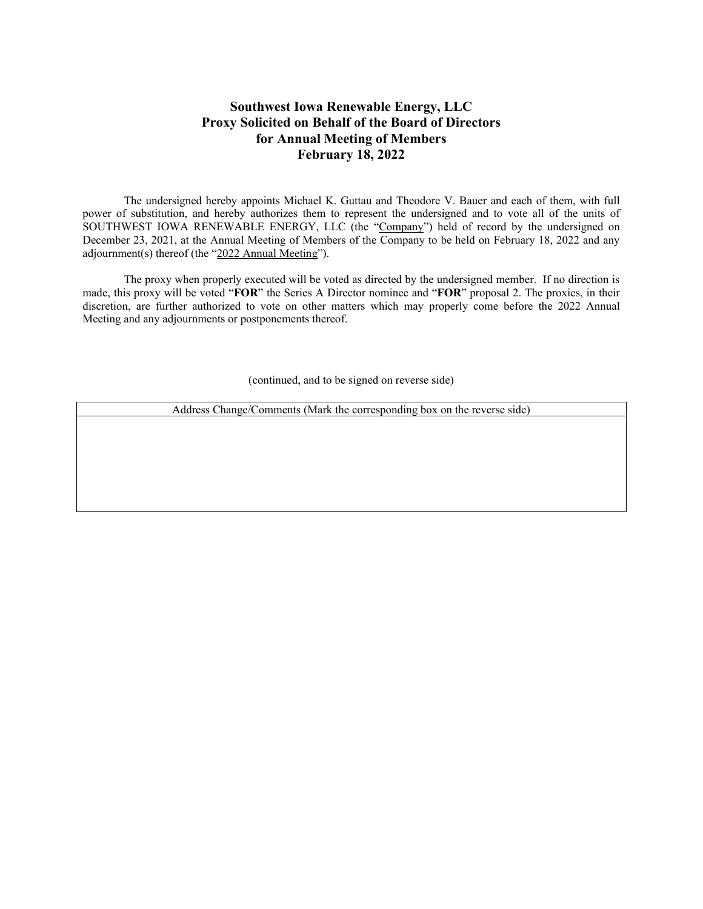# Southwest Iowa Renewable Energy, LLC
## Proxy Solicited on Behalf of the Board of Directors for Annual Meeting of Members
## February 18, 2022

The undersigned hereby appoints Michael K. Guttau and Theodore V. Bauer and each of them, with full power of substitution, and hereby authorizes them to represent the undersigned and to vote all of the units of SOUTHWEST IOWA RENEWABLE ENERGY, LLC (the "Company") held of record by the undersigned on December 23, 2021, at the Annual Meeting of Members of the Company to be held on February 18, 2022 and any adjournment(s) thereof (the "2022 Annual Meeting").

The proxy when properly executed will be voted as directed by the undersigned member. If no direction is made, this proxy will be voted "**FOR**" the Series A Director nominee and "**FOR**" proposal 2. The proxies, in their discretion, are further authorized to vote on other matters which may properly come before the 2022 Annual Meeting and any adjournments or postponements thereof.

(continued, and to be signed on reverse side)

| Address Change/Comments (Mark the corresponding box on the reverse side) |
|---|
| |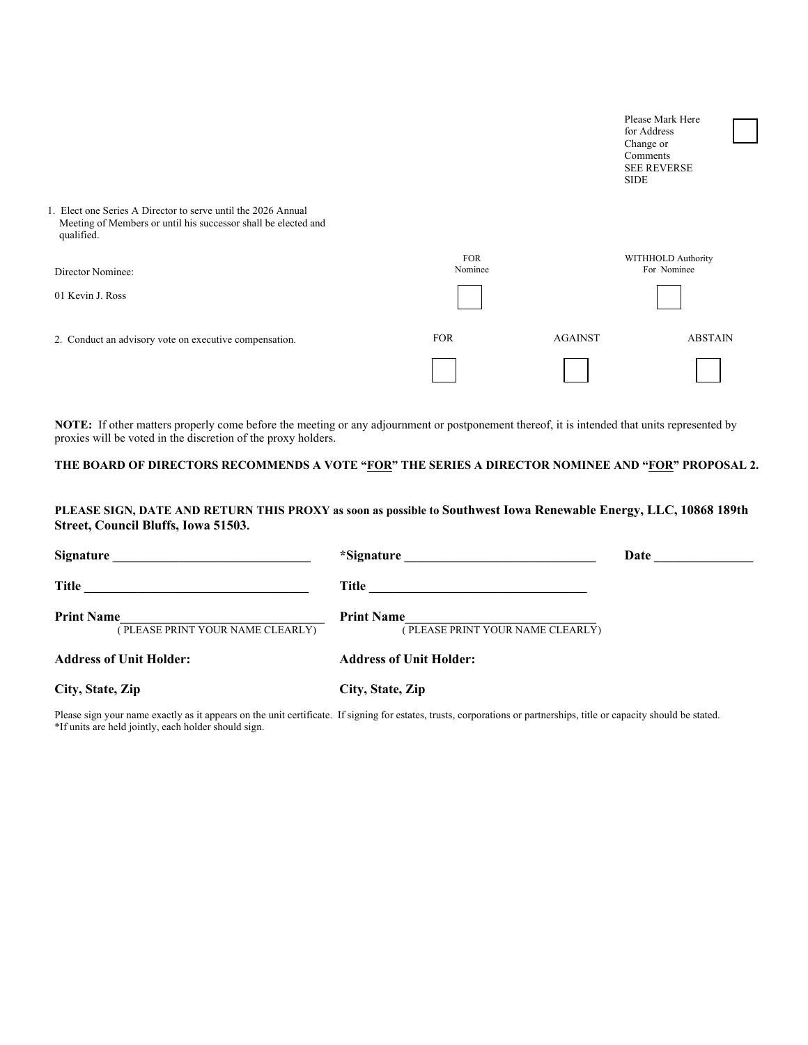Please Mark Here for Address Change or Comments SEE REVERSE SIDE ☐

1. Elect one Series A Director to serve until the 2026 Annual Meeting of Members or until his successor shall be elected and qualified.

| Director Nominee: | FOR Nominee | WITHHOLD Authority For Nominee |
|---|---|---|
| 01 Kevin J. Ross | ☐ | ☐ |

| | FOR | AGAINST | ABSTAIN |
|---|---|---|---|
| 2. Conduct an advisory vote on executive compensation. | ☐ | ☐ | ☐ |

**NOTE:** If other matters properly come before the meeting or any adjournment or postponement thereof, it is intended that units represented by proxies will be voted in the discretion of the proxy holders.

**THE BOARD OF DIRECTORS RECOMMENDS A VOTE "FOR" THE SERIES A DIRECTOR NOMINEE AND "FOR" PROPOSAL 2.**

**PLEASE SIGN, DATE AND RETURN THIS PROXY as soon as possible to Southwest Iowa Renewable Energy, LLC, 10868 189th Street, Council Bluffs, Iowa 51503.**

**Signature** ______________________________ **\*Signature** ______________________________ **Date** _______________

**Title** __________________________________ **Title** __________________________________

**Print Name**_______________________________ **Print Name**_____________________________
( PLEASE PRINT YOUR NAME CLEARLY) ( PLEASE PRINT YOUR NAME CLEARLY)

**Address of Unit Holder:** **Address of Unit Holder:**

**City, State, Zip** **City, State, Zip**

Please sign your name exactly as it appears on the unit certificate. If signing for estates, trusts, corporations or partnerships, title or capacity should be stated.
*If units are held jointly, each holder should sign.